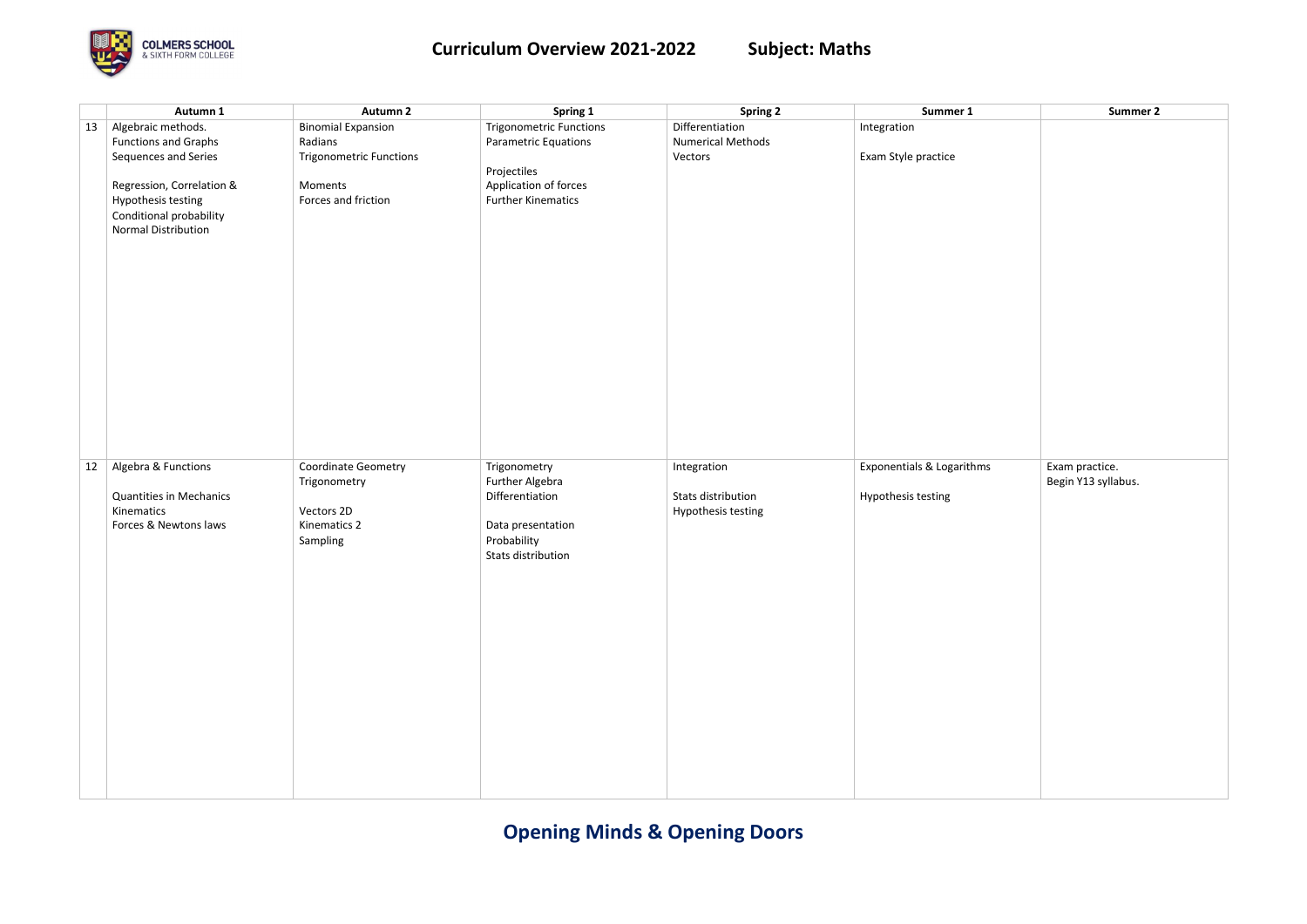# Curriculum Overview 2021-2022 Subject: Maths

| | Autumn 1 | Autumn 2 | Spring 1 | Spring 2 | Summer 1 | Summer 2 |
|---|---|---|---|---|---|---|
| 13 | Algebraic methods.<br>Functions and Graphs<br>Sequences and Series<br><br>Regression, Correlation &<br>Hypothesis testing<br>Conditional probability<br>Normal Distribution | Binomial Expansion<br>Radians<br>Trigonometric Functions<br><br>Moments<br>Forces and friction | Trigonometric Functions<br>Parametric Equations<br><br>Projectiles<br>Application of forces<br>Further Kinematics | Differentiation<br>Numerical Methods<br>Vectors | Integration<br><br>Exam Style practice | |
| 12 | Algebra & Functions<br><br>Quantities in Mechanics<br>Kinematics<br>Forces & Newtons laws | Coordinate Geometry<br>Trigonometry<br><br>Vectors 2D<br>Kinematics 2<br>Sampling | Trigonometry<br>Further Algebra<br>Differentiation<br><br>Data presentation<br>Probability<br>Stats distribution | Integration<br><br>Stats distribution<br>Hypothesis testing | Exponentials & Logarithms<br><br>Hypothesis testing | Exam practice.<br>Begin Y13 syllabus. |

**Opening Minds & Opening Doors**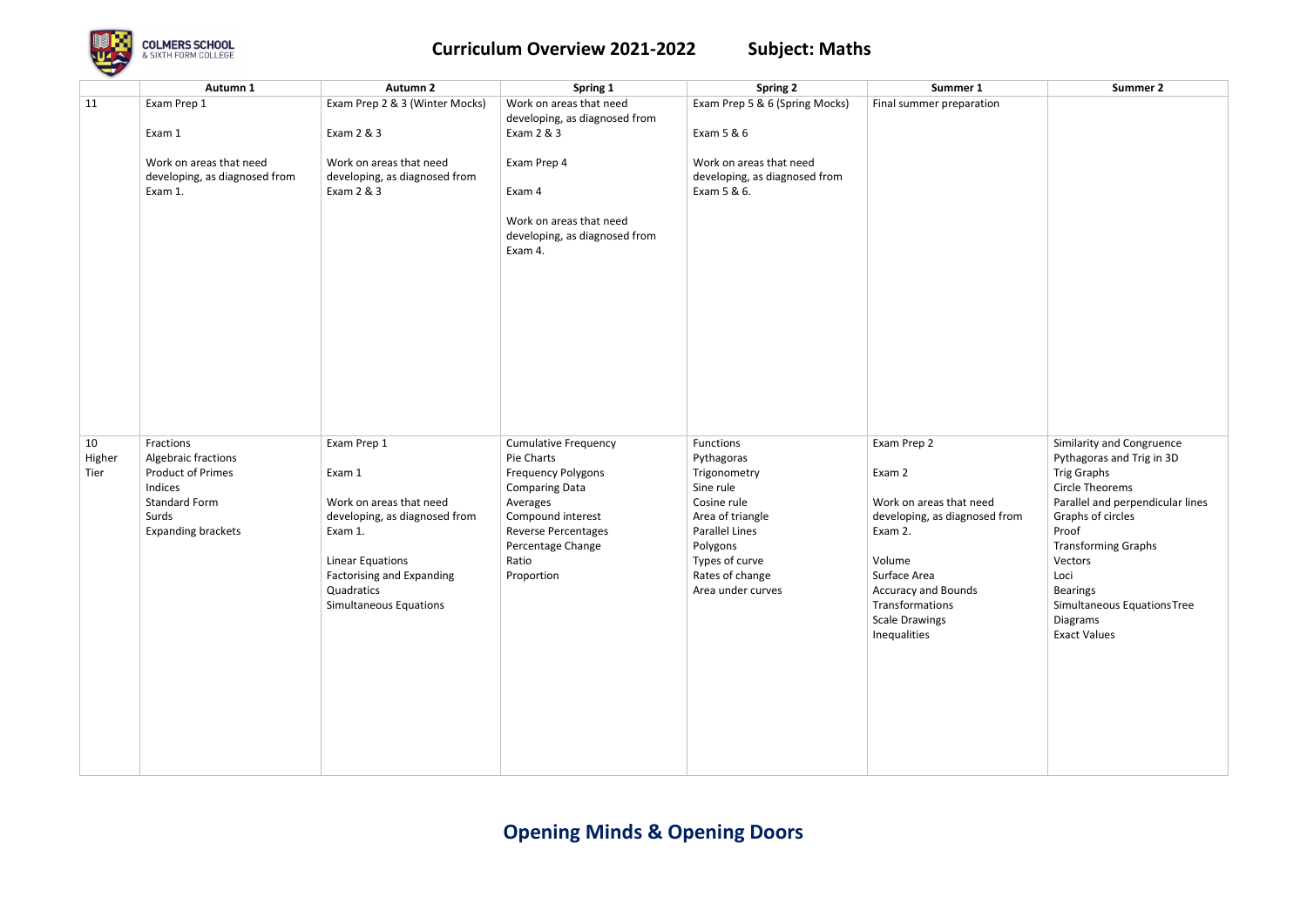# Curriculum Overview 2021-2022 — Subject: Maths

| | Autumn 1 | Autumn 2 | Spring 1 | Spring 2 | Summer 1 | Summer 2 |
|---|---|---|---|---|---|---|
| 11 | Exam Prep 1<br><br>Exam 1<br><br>Work on areas that need developing, as diagnosed from Exam 1. | Exam Prep 2 & 3 (Winter Mocks)<br><br>Exam 2 & 3<br><br>Work on areas that need developing, as diagnosed from Exam 2 & 3 | Work on areas that need developing, as diagnosed from Exam 2 & 3<br><br>Exam Prep 4<br><br>Exam 4<br><br>Work on areas that need developing, as diagnosed from Exam 4. | Exam Prep 5 & 6 (Spring Mocks)<br><br>Exam 5 & 6<br><br>Work on areas that need developing, as diagnosed from Exam 5 & 6. | Final summer preparation | |
| 10 Higher Tier | Fractions<br>Algebraic fractions<br>Product of Primes<br>Indices<br>Standard Form<br>Surds<br>Expanding brackets | Exam Prep 1<br><br>Exam 1<br><br>Work on areas that need developing, as diagnosed from Exam 1.<br><br>Linear Equations<br>Factorising and Expanding Quadratics<br>Simultaneous Equations | Cumulative Frequency<br>Pie Charts<br>Frequency Polygons<br>Comparing Data<br>Averages<br>Compound interest<br>Reverse Percentages<br>Percentage Change<br>Ratio<br>Proportion | Functions<br>Pythagoras<br>Trigonometry<br>Sine rule<br>Cosine rule<br>Area of triangle<br>Parallel Lines<br>Polygons<br>Types of curve<br>Rates of change<br>Area under curves | Exam Prep 2<br><br>Exam 2<br><br>Work on areas that need developing, as diagnosed from Exam 2.<br><br>Volume<br>Surface Area<br>Accuracy and Bounds<br>Transformations<br>Scale Drawings<br>Inequalities | Similarity and Congruence<br>Pythagoras and Trig in 3D<br>Trig Graphs<br>Circle Theorems<br>Parallel and perpendicular lines<br>Graphs of circles<br>Proof<br>Transforming Graphs<br>Vectors<br>Loci<br>Bearings<br>Simultaneous Equations Tree Diagrams<br>Exact Values |

**Opening Minds & Opening Doors**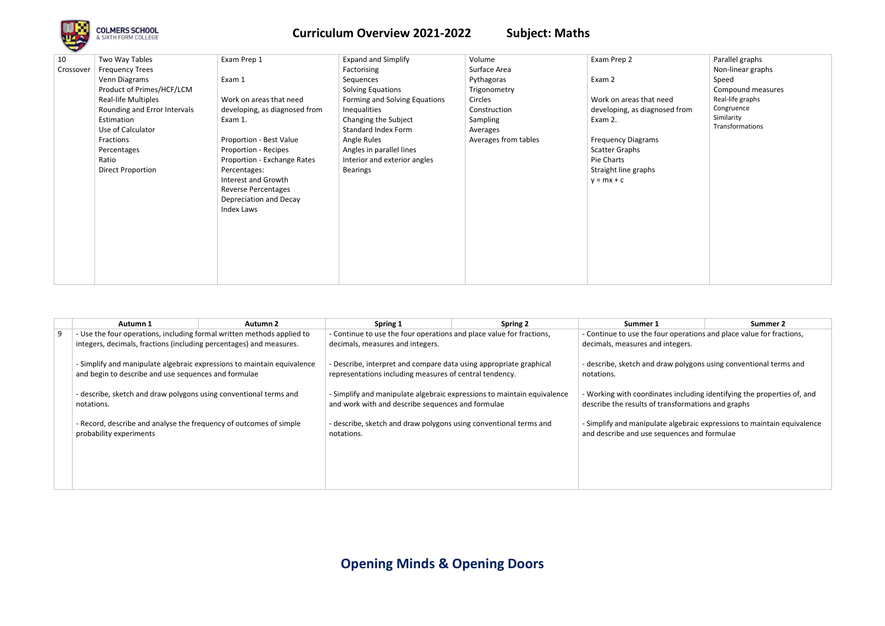# Curriculum Overview 2021-2022 Subject: Maths

| 10 Crossover | | | | | | |
|---|---|---|---|---|---|---|
| | Two Way Tables<br>Frequency Trees<br>Venn Diagrams<br>Product of Primes/HCF/LCM<br>Real-life Multiples<br>Rounding and Error Intervals<br>Estimation<br>Use of Calculator<br>Fractions<br>Percentages<br>Ratio<br>Direct Proportion | Exam Prep 1<br><br>Exam 1<br><br>Work on areas that need developing, as diagnosed from Exam 1.<br><br>Proportion - Best Value<br>Proportion - Recipes<br>Proportion - Exchange Rates<br>Percentages:<br>Interest and Growth<br>Reverse Percentages<br>Depreciation and Decay<br>Index Laws | Expand and Simplify<br>Factorising<br>Sequences<br>Solving Equations<br>Forming and Solving Equations<br>Inequalities<br>Changing the Subject<br>Standard Index Form<br>Angle Rules<br>Angles in parallel lines<br>Interior and exterior angles<br>Bearings | Volume<br>Surface Area<br>Pythagoras<br>Trigonometry<br>Circles<br>Construction<br>Sampling<br>Averages<br>Averages from tables | Exam Prep 2<br><br>Exam 2<br><br>Work on areas that need developing, as diagnosed from Exam 2.<br><br>Frequency Diagrams<br>Scatter Graphs<br>Pie Charts<br>Straight line graphs<br>$y = mx + c$ | Parallel graphs<br>Non-linear graphs<br>Speed<br>Compound measures<br>Real-life graphs<br>Congruence<br>Similarity<br>Transformations |

| | Autumn 1 | Autumn 2 | Spring 1 | Spring 2 | Summer 1 | Summer 2 |
|---|---|---|---|---|---|---|
| 9 | - Use the four operations, including formal written methods applied to integers, decimals, fractions (including percentages) and measures.<br><br>- Simplify and manipulate algebraic expressions to maintain equivalence and begin to describe and use sequences and formulae<br><br>- describe, sketch and draw polygons using conventional terms and notations.<br><br>- Record, describe and analyse the frequency of outcomes of simple probability experiments | | - Continue to use the four operations and place value for fractions, decimals, measures and integers.<br><br>- Describe, interpret and compare data using appropriate graphical representations including measures of central tendency.<br><br>- Simplify and manipulate algebraic expressions to maintain equivalence and work with and describe sequences and formulae<br><br>- describe, sketch and draw polygons using conventional terms and notations. | | - Continue to use the four operations and place value for fractions, decimals, measures and integers.<br><br>- describe, sketch and draw polygons using conventional terms and notations.<br><br>- Working with coordinates including identifying the properties of, and describe the results of transformations and graphs<br><br>- Simplify and manipulate algebraic expressions to maintain equivalence and describe and use sequences and formulae | |

**Opening Minds & Opening Doors**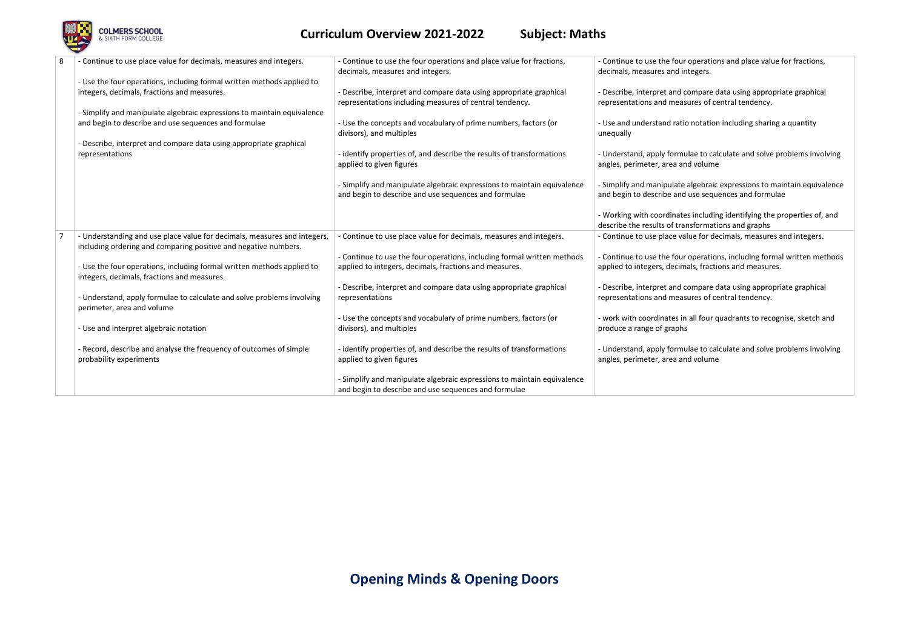# Curriculum Overview 2021-2022 Subject: Maths

| | | | |
|---|---|---|---|
| 8 | - Continue to use place value for decimals, measures and integers.<br><br>- Use the four operations, including formal written methods applied to integers, decimals, fractions and measures.<br><br>- Simplify and manipulate algebraic expressions to maintain equivalence and begin to describe and use sequences and formulae<br><br>- Describe, interpret and compare data using appropriate graphical representations | - Continue to use the four operations and place value for fractions, decimals, measures and integers.<br><br>- Describe, interpret and compare data using appropriate graphical representations including measures of central tendency.<br><br>- Use the concepts and vocabulary of prime numbers, factors (or divisors), and multiples<br><br>- identify properties of, and describe the results of transformations applied to given figures<br><br>- Simplify and manipulate algebraic expressions to maintain equivalence and begin to describe and use sequences and formulae | - Continue to use the four operations and place value for fractions, decimals, measures and integers.<br><br>- Describe, interpret and compare data using appropriate graphical representations and measures of central tendency.<br><br>- Use and understand ratio notation including sharing a quantity unequally<br><br>- Understand, apply formulae to calculate and solve problems involving angles, perimeter, area and volume<br><br>- Simplify and manipulate algebraic expressions to maintain equivalence and begin to describe and use sequences and formulae<br><br>- Working with coordinates including identifying the properties of, and describe the results of transformations and graphs |
| 7 | - Understanding and use place value for decimals, measures and integers, including ordering and comparing positive and negative numbers.<br><br>- Use the four operations, including formal written methods applied to integers, decimals, fractions and measures.<br><br>- Understand, apply formulae to calculate and solve problems involving perimeter, area and volume<br><br>- Use and interpret algebraic notation<br><br>- Record, describe and analyse the frequency of outcomes of simple probability experiments | - Continue to use place value for decimals, measures and integers.<br><br>- Continue to use the four operations, including formal written methods applied to integers, decimals, fractions and measures.<br><br>- Describe, interpret and compare data using appropriate graphical representations<br><br>- Use the concepts and vocabulary of prime numbers, factors (or divisors), and multiples<br><br>- identify properties of, and describe the results of transformations applied to given figures<br><br>- Simplify and manipulate algebraic expressions to maintain equivalence and begin to describe and use sequences and formulae | - Continue to use place value for decimals, measures and integers.<br><br>- Continue to use the four operations, including formal written methods applied to integers, decimals, fractions and measures.<br><br>- Describe, interpret and compare data using appropriate graphical representations and measures of central tendency.<br><br>- work with coordinates in all four quadrants to recognise, sketch and produce a range of graphs<br><br>- Understand, apply formulae to calculate and solve problems involving angles, perimeter, area and volume |

**Opening Minds & Opening Doors**